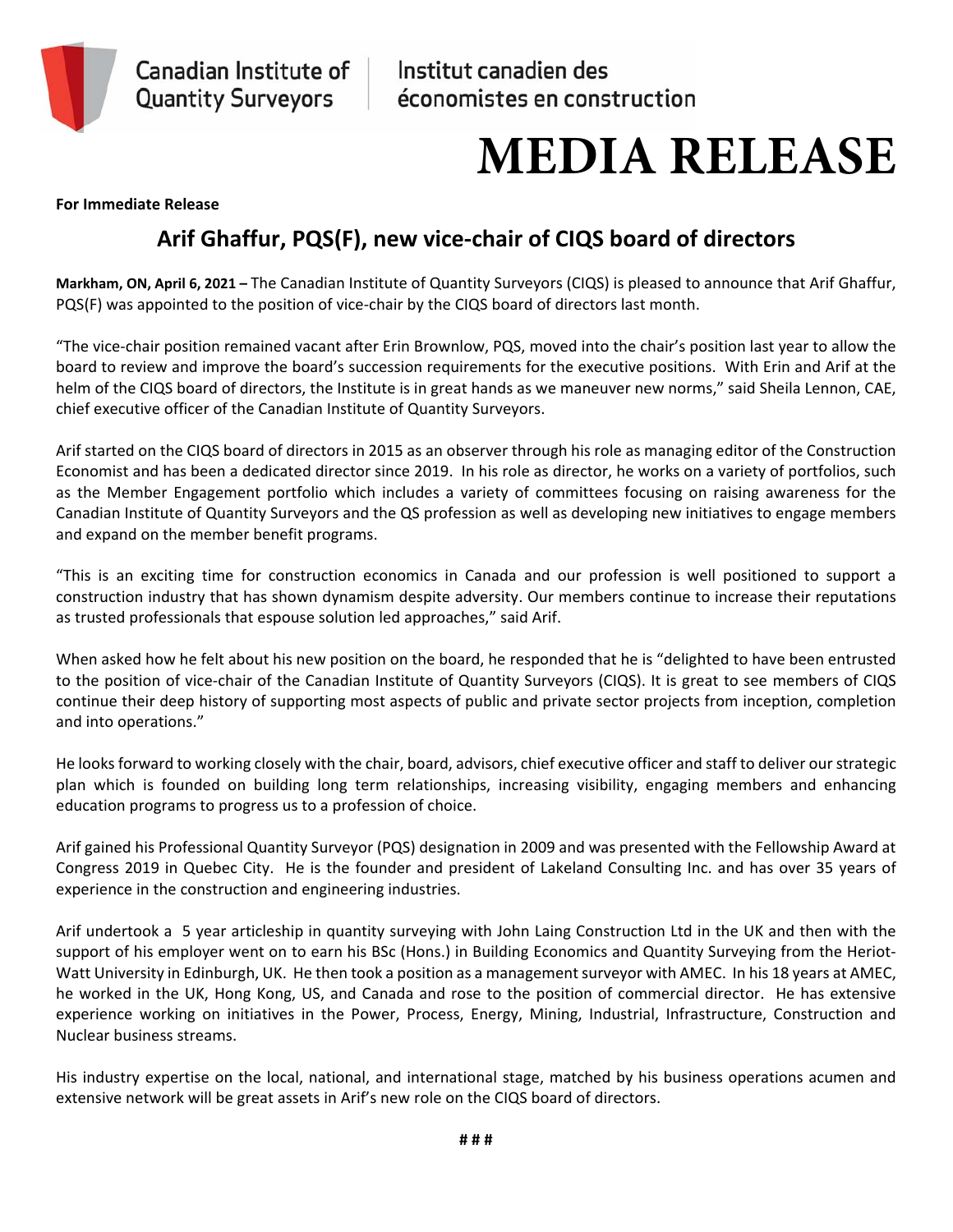Canadian Institute of Quantity Surveyors | Institut canadien des économistes en construction

# MEDIA RELEASE

**For Immediate Release**

## Arif Ghaffur, PQS(F), new vice-chair of CIQS board of directors

**Markham, ON, April 6, 2021 –** The Canadian Institute of Quantity Surveyors (CIQS) is pleased to announce that Arif Ghaffur, PQS(F) was appointed to the position of vice-chair by the CIQS board of directors last month.

"The vice-chair position remained vacant after Erin Brownlow, PQS, moved into the chair's position last year to allow the board to review and improve the board's succession requirements for the executive positions. With Erin and Arif at the helm of the CIQS board of directors, the Institute is in great hands as we maneuver new norms," said Sheila Lennon, CAE, chief executive officer of the Canadian Institute of Quantity Surveyors.

Arif started on the CIQS board of directors in 2015 as an observer through his role as managing editor of the Construction Economist and has been a dedicated director since 2019. In his role as director, he works on a variety of portfolios, such as the Member Engagement portfolio which includes a variety of committees focusing on raising awareness for the Canadian Institute of Quantity Surveyors and the QS profession as well as developing new initiatives to engage members and expand on the member benefit programs.

"This is an exciting time for construction economics in Canada and our profession is well positioned to support a construction industry that has shown dynamism despite adversity. Our members continue to increase their reputations as trusted professionals that espouse solution led approaches," said Arif.

When asked how he felt about his new position on the board, he responded that he is "delighted to have been entrusted to the position of vice-chair of the Canadian Institute of Quantity Surveyors (CIQS). It is great to see members of CIQS continue their deep history of supporting most aspects of public and private sector projects from inception, completion and into operations."

He looks forward to working closely with the chair, board, advisors, chief executive officer and staff to deliver our strategic plan which is founded on building long term relationships, increasing visibility, engaging members and enhancing education programs to progress us to a profession of choice.

Arif gained his Professional Quantity Surveyor (PQS) designation in 2009 and was presented with the Fellowship Award at Congress 2019 in Quebec City. He is the founder and president of Lakeland Consulting Inc. and has over 35 years of experience in the construction and engineering industries.

Arif undertook a 5 year articleship in quantity surveying with John Laing Construction Ltd in the UK and then with the support of his employer went on to earn his BSc (Hons.) in Building Economics and Quantity Surveying from the Heriot-Watt University in Edinburgh, UK. He then took a position as a management surveyor with AMEC. In his 18 years at AMEC, he worked in the UK, Hong Kong, US, and Canada and rose to the position of commercial director. He has extensive experience working on initiatives in the Power, Process, Energy, Mining, Industrial, Infrastructure, Construction and Nuclear business streams.

His industry expertise on the local, national, and international stage, matched by his business operations acumen and extensive network will be great assets in Arif's new role on the CIQS board of directors.

# # #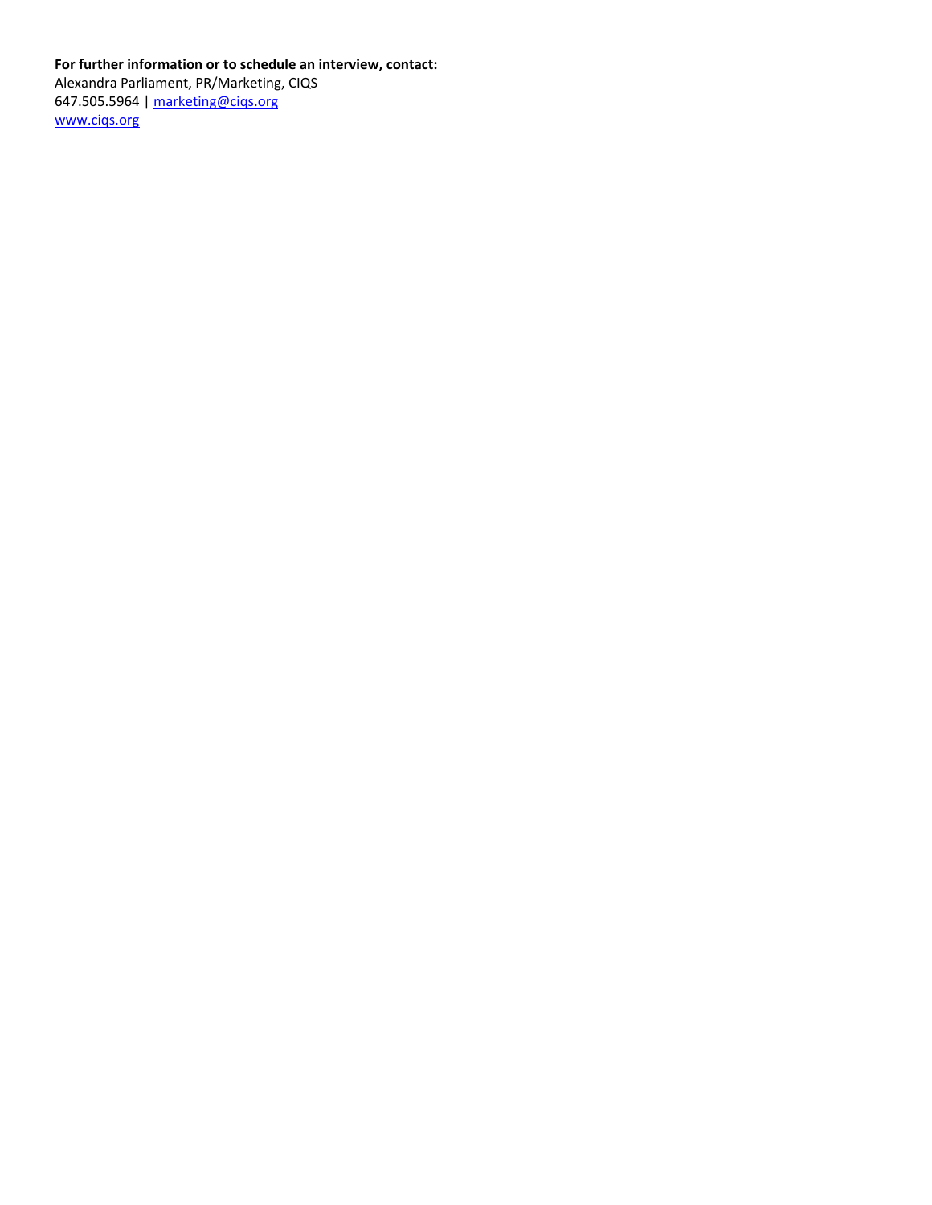**For further information or to schedule an interview, contact:**
Alexandra Parliament, PR/Marketing, CIQS
647.505.5964 | marketing@ciqs.org
www.ciqs.org